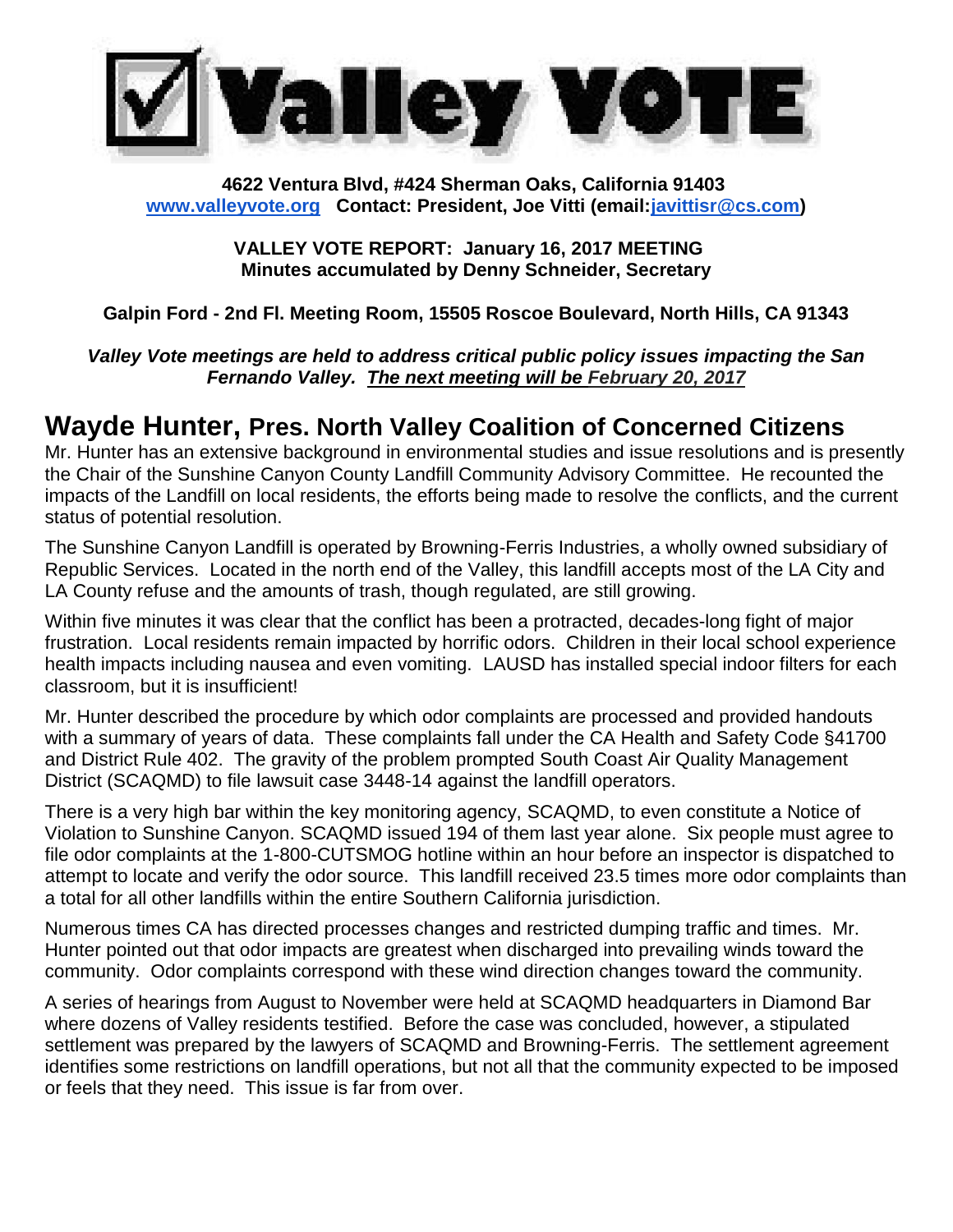**4622 Ventura Blvd, #424 Sherman Oaks, California 91403**
**[www.valleyvote.org](http://www.valleyvote.org) Contact: President, Joe Vitti (email:[javittisr@cs.com](mailto:javittisr@cs.com))**

**VALLEY VOTE REPORT: January 16, 2017 MEETING**
**Minutes accumulated by Denny Schneider, Secretary**

**Galpin Ford - 2nd Fl. Meeting Room, 15505 Roscoe Boulevard, North Hills, CA 91343**

***Valley Vote meetings are held to address critical public policy issues impacting the San Fernando Valley. <u>The next meeting will be February 20, 2017</u>***

# Wayde Hunter, Pres. North Valley Coalition of Concerned Citizens

Mr. Hunter has an extensive background in environmental studies and issue resolutions and is presently the Chair of the Sunshine Canyon County Landfill Community Advisory Committee. He recounted the impacts of the Landfill on local residents, the efforts being made to resolve the conflicts, and the current status of potential resolution.

The Sunshine Canyon Landfill is operated by Browning-Ferris Industries, a wholly owned subsidiary of Republic Services. Located in the north end of the Valley, this landfill accepts most of the LA City and LA County refuse and the amounts of trash, though regulated, are still growing.

Within five minutes it was clear that the conflict has been a protracted, decades-long fight of major frustration. Local residents remain impacted by horrific odors. Children in their local school experience health impacts including nausea and even vomiting. LAUSD has installed special indoor filters for each classroom, but it is insufficient!

Mr. Hunter described the procedure by which odor complaints are processed and provided handouts with a summary of years of data. These complaints fall under the CA Health and Safety Code §41700 and District Rule 402. The gravity of the problem prompted South Coast Air Quality Management District (SCAQMD) to file lawsuit case 3448-14 against the landfill operators.

There is a very high bar within the key monitoring agency, SCAQMD, to even constitute a Notice of Violation to Sunshine Canyon. SCAQMD issued 194 of them last year alone. Six people must agree to file odor complaints at the 1-800-CUTSMOG hotline within an hour before an inspector is dispatched to attempt to locate and verify the odor source. This landfill received 23.5 times more odor complaints than a total for all other landfills within the entire Southern California jurisdiction.

Numerous times CA has directed processes changes and restricted dumping traffic and times. Mr. Hunter pointed out that odor impacts are greatest when discharged into prevailing winds toward the community. Odor complaints correspond with these wind direction changes toward the community.

A series of hearings from August to November were held at SCAQMD headquarters in Diamond Bar where dozens of Valley residents testified. Before the case was concluded, however, a stipulated settlement was prepared by the lawyers of SCAQMD and Browning-Ferris. The settlement agreement identifies some restrictions on landfill operations, but not all that the community expected to be imposed or feels that they need. This issue is far from over.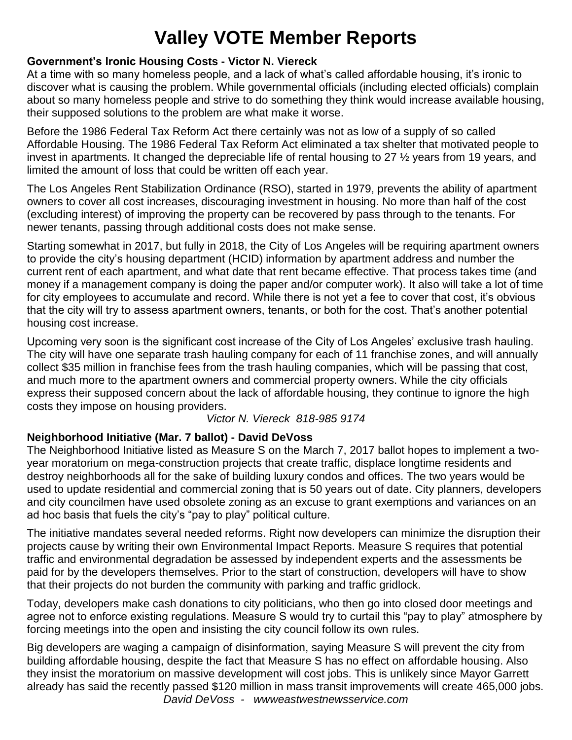# Valley VOTE Member Reports

### Government's Ironic Housing Costs - Victor N. Viereck

At a time with so many homeless people, and a lack of what's called affordable housing, it's ironic to discover what is causing the problem. While governmental officials (including elected officials) complain about so many homeless people and strive to do something they think would increase available housing, their supposed solutions to the problem are what make it worse.

Before the 1986 Federal Tax Reform Act there certainly was not as low of a supply of so called Affordable Housing. The 1986 Federal Tax Reform Act eliminated a tax shelter that motivated people to invest in apartments. It changed the depreciable life of rental housing to 27 ½ years from 19 years, and limited the amount of loss that could be written off each year.

The Los Angeles Rent Stabilization Ordinance (RSO), started in 1979, prevents the ability of apartment owners to cover all cost increases, discouraging investment in housing. No more than half of the cost (excluding interest) of improving the property can be recovered by pass through to the tenants. For newer tenants, passing through additional costs does not make sense.

Starting somewhat in 2017, but fully in 2018, the City of Los Angeles will be requiring apartment owners to provide the city's housing department (HCID) information by apartment address and number the current rent of each apartment, and what date that rent became effective. That process takes time (and money if a management company is doing the paper and/or computer work). It also will take a lot of time for city employees to accumulate and record. While there is not yet a fee to cover that cost, it's obvious that the city will try to assess apartment owners, tenants, or both for the cost. That's another potential housing cost increase.

Upcoming very soon is the significant cost increase of the City of Los Angeles' exclusive trash hauling. The city will have one separate trash hauling company for each of 11 franchise zones, and will annually collect $35 million in franchise fees from the trash hauling companies, which will be passing that cost, and much more to the apartment owners and commercial property owners. While the city officials express their supposed concern about the lack of affordable housing, they continue to ignore the high costs they impose on housing providers.

*Victor N. Viereck 818-985 9174*

### Neighborhood Initiative (Mar. 7 ballot) - David DeVoss

The Neighborhood Initiative listed as Measure S on the March 7, 2017 ballot hopes to implement a two-year moratorium on mega-construction projects that create traffic, displace longtime residents and destroy neighborhoods all for the sake of building luxury condos and offices. The two years would be used to update residential and commercial zoning that is 50 years out of date. City planners, developers and city councilmen have used obsolete zoning as an excuse to grant exemptions and variances on an ad hoc basis that fuels the city's "pay to play" political culture.

The initiative mandates several needed reforms. Right now developers can minimize the disruption their projects cause by writing their own Environmental Impact Reports. Measure S requires that potential traffic and environmental degradation be assessed by independent experts and the assessments be paid for by the developers themselves. Prior to the start of construction, developers will have to show that their projects do not burden the community with parking and traffic gridlock.

Today, developers make cash donations to city politicians, who then go into closed door meetings and agree not to enforce existing regulations. Measure S would try to curtail this "pay to play" atmosphere by forcing meetings into the open and insisting the city council follow its own rules.

Big developers are waging a campaign of disinformation, saying Measure S will prevent the city from building affordable housing, despite the fact that Measure S has no effect on affordable housing. Also they insist the moratorium on massive development will cost jobs. This is unlikely since Mayor Garrett already has said the recently passed $120 million in mass transit improvements will create 465,000 jobs.

*David DeVoss - wwweastwestnewsservice.com*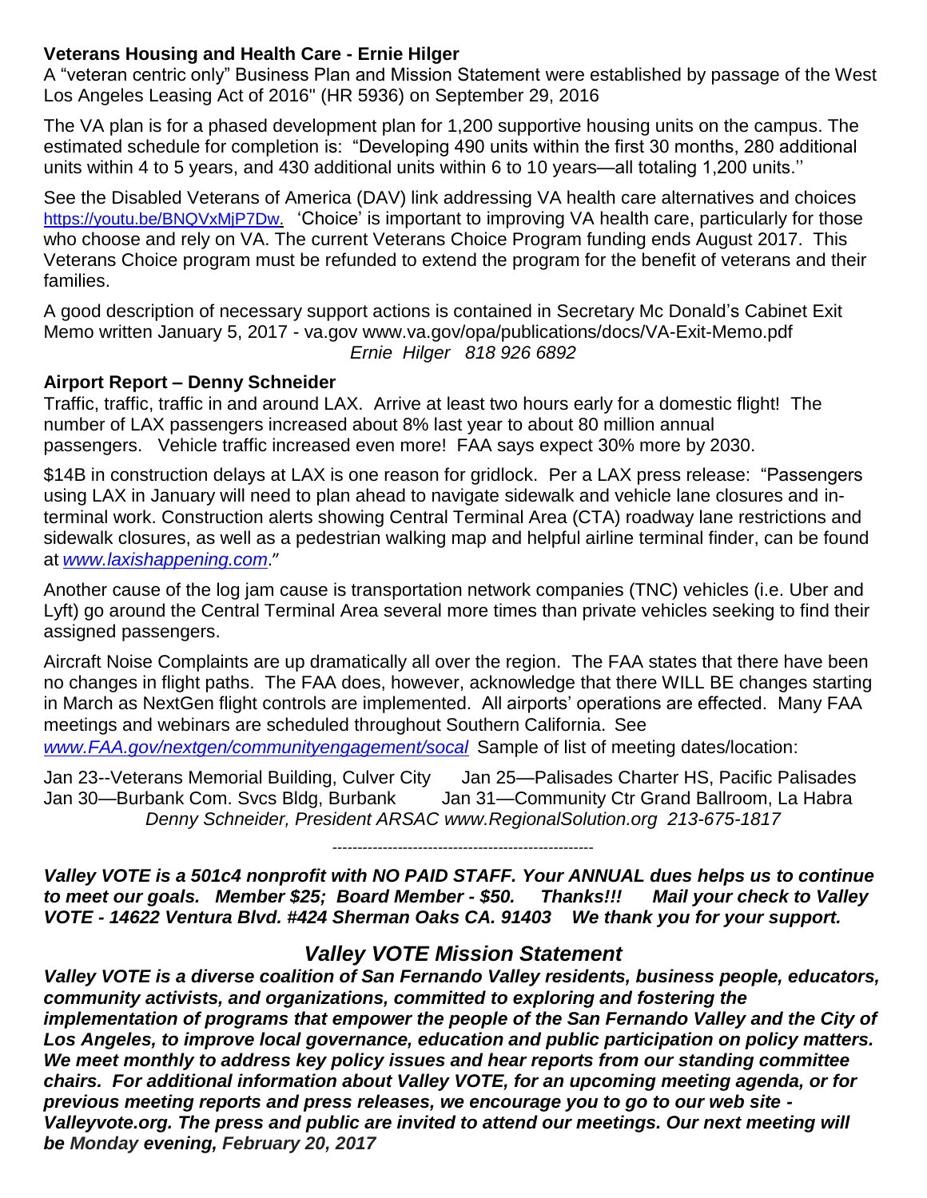**Veterans Housing and Health Care - Ernie Hilger**

A "veteran centric only" Business Plan and Mission Statement were established by passage of the West Los Angeles Leasing Act of 2016" (HR 5936) on September 29, 2016

The VA plan is for a phased development plan for 1,200 supportive housing units on the campus. The estimated schedule for completion is: "Developing 490 units within the first 30 months, 280 additional units within 4 to 5 years, and 430 additional units within 6 to 10 years—all totaling 1,200 units.''

See the Disabled Veterans of America (DAV) link addressing VA health care alternatives and choices https://youtu.be/BNQVxMjP7Dw. 'Choice' is important to improving VA health care, particularly for those who choose and rely on VA. The current Veterans Choice Program funding ends August 2017. This Veterans Choice program must be refunded to extend the program for the benefit of veterans and their families.

A good description of necessary support actions is contained in Secretary Mc Donald's Cabinet Exit Memo written January 5, 2017 - va.gov www.va.gov/opa/publications/docs/VA-Exit-Memo.pdf

*Ernie Hilger 818 926 6892*

**Airport Report – Denny Schneider**

Traffic, traffic, traffic in and around LAX. Arrive at least two hours early for a domestic flight! The number of LAX passengers increased about 8% last year to about 80 million annual passengers. Vehicle traffic increased even more! FAA says expect 30% more by 2030.

$14B in construction delays at LAX is one reason for gridlock. Per a LAX press release: "Passengers using LAX in January will need to plan ahead to navigate sidewalk and vehicle lane closures and in-terminal work. Construction alerts showing Central Terminal Area (CTA) roadway lane restrictions and sidewalk closures, as well as a pedestrian walking map and helpful airline terminal finder, can be found at *www.laxishappening.com*."

Another cause of the log jam cause is transportation network companies (TNC) vehicles (i.e. Uber and Lyft) go around the Central Terminal Area several more times than private vehicles seeking to find their assigned passengers.

Aircraft Noise Complaints are up dramatically all over the region. The FAA states that there have been no changes in flight paths. The FAA does, however, acknowledge that there WILL BE changes starting in March as NextGen flight controls are implemented. All airports' operations are effected. Many FAA meetings and webinars are scheduled throughout Southern California. See *www.FAA.gov/nextgen/communityengagement/socal* Sample of list of meeting dates/location:

Jan 23--Veterans Memorial Building, Culver City Jan 25—Palisades Charter HS, Pacific Palisades
Jan 30—Burbank Com. Svcs Bldg, Burbank Jan 31—Community Ctr Grand Ballroom, La Habra

*Denny Schneider, President ARSAC www.RegionalSolution.org 213-675-1817*

---

***Valley VOTE is a 501c4 nonprofit with NO PAID STAFF. Your ANNUAL dues helps us to continue to meet our goals. Member $25; Board Member - $50. Thanks!!! Mail your check to Valley VOTE - 14622 Ventura Blvd. #424 Sherman Oaks CA. 91403 We thank you for your support.***

## *Valley VOTE Mission Statement*

***Valley VOTE is a diverse coalition of San Fernando Valley residents, business people, educators, community activists, and organizations, committed to exploring and fostering the implementation of programs that empower the people of the San Fernando Valley and the City of Los Angeles, to improve local governance, education and public participation on policy matters. We meet monthly to address key policy issues and hear reports from our standing committee chairs. For additional information about Valley VOTE, for an upcoming meeting agenda, or for previous meeting reports and press releases, we encourage you to go to our web site - Valleyvote.org. The press and public are invited to attend our meetings. Our next meeting will be Monday evening, February 20, 2017***